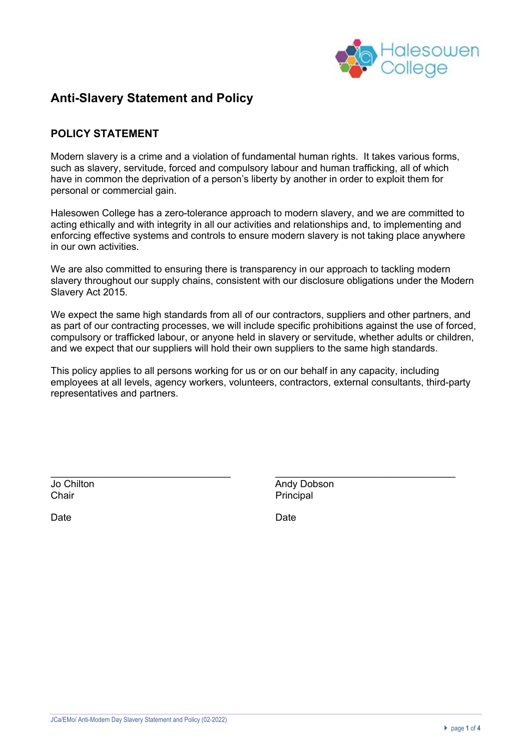# Anti-Slavery Statement and Policy

## POLICY STATEMENT

Modern slavery is a crime and a violation of fundamental human rights. It takes various forms, such as slavery, servitude, forced and compulsory labour and human trafficking, all of which have in common the deprivation of a person's liberty by another in order to exploit them for personal or commercial gain.

Halesowen College has a zero-tolerance approach to modern slavery, and we are committed to acting ethically and with integrity in all our activities and relationships and, to implementing and enforcing effective systems and controls to ensure modern slavery is not taking place anywhere in our own activities.

We are also committed to ensuring there is transparency in our approach to tackling modern slavery throughout our supply chains, consistent with our disclosure obligations under the Modern Slavery Act 2015.

We expect the same high standards from all of our contractors, suppliers and other partners, and as part of our contracting processes, we will include specific prohibitions against the use of forced, compulsory or trafficked labour, or anyone held in slavery or servitude, whether adults or children, and we expect that our suppliers will hold their own suppliers to the same high standards.

This policy applies to all persons working for us or on our behalf in any capacity, including employees at all levels, agency workers, volunteers, contractors, external consultants, third-party representatives and partners.

| | |
|---|---|
| \_\_\_\_\_\_\_\_\_\_\_\_\_\_\_\_\_\_\_\_\_\_\_\_\_\_\_\_\_\_ | \_\_\_\_\_\_\_\_\_\_\_\_\_\_\_\_\_\_\_\_\_\_\_\_\_\_\_\_\_\_ |
| Jo Chilton | Andy Dobson |
| Chair | Principal |
| Date | Date |

JCa/EMo/ Anti-Modern Day Slavery Statement and Policy (02-2022)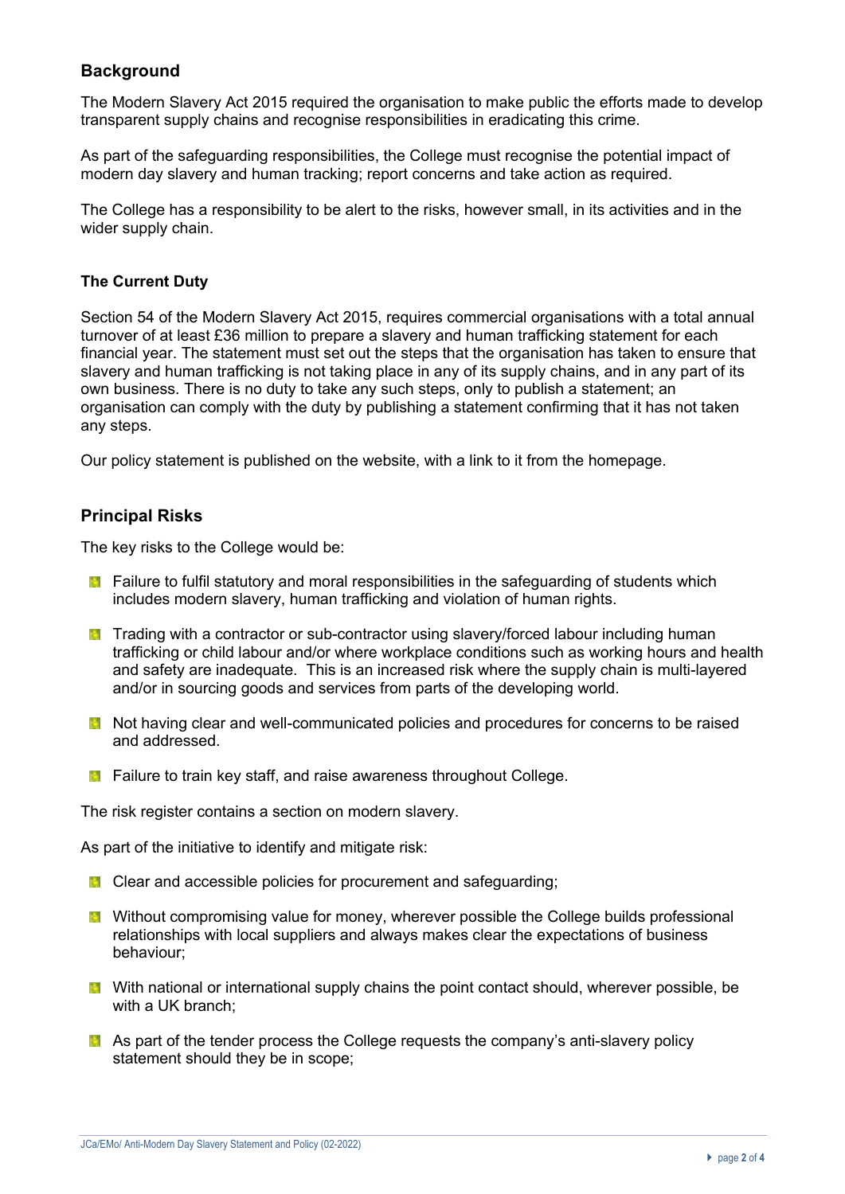## Background

The Modern Slavery Act 2015 required the organisation to make public the efforts made to develop transparent supply chains and recognise responsibilities in eradicating this crime.

As part of the safeguarding responsibilities, the College must recognise the potential impact of modern day slavery and human tracking; report concerns and take action as required.

The College has a responsibility to be alert to the risks, however small, in its activities and in the wider supply chain.

### The Current Duty

Section 54 of the Modern Slavery Act 2015, requires commercial organisations with a total annual turnover of at least £36 million to prepare a slavery and human trafficking statement for each financial year. The statement must set out the steps that the organisation has taken to ensure that slavery and human trafficking is not taking place in any of its supply chains, and in any part of its own business. There is no duty to take any such steps, only to publish a statement; an organisation can comply with the duty by publishing a statement confirming that it has not taken any steps.

Our policy statement is published on the website, with a link to it from the homepage.

## Principal Risks

The key risks to the College would be:

- Failure to fulfil statutory and moral responsibilities in the safeguarding of students which includes modern slavery, human trafficking and violation of human rights.
- Trading with a contractor or sub-contractor using slavery/forced labour including human trafficking or child labour and/or where workplace conditions such as working hours and health and safety are inadequate. This is an increased risk where the supply chain is multi-layered and/or in sourcing goods and services from parts of the developing world.
- Not having clear and well-communicated policies and procedures for concerns to be raised and addressed.
- Failure to train key staff, and raise awareness throughout College.

The risk register contains a section on modern slavery.

As part of the initiative to identify and mitigate risk:

- Clear and accessible policies for procurement and safeguarding;
- Without compromising value for money, wherever possible the College builds professional relationships with local suppliers and always makes clear the expectations of business behaviour;
- With national or international supply chains the point contact should, wherever possible, be with a UK branch;
- As part of the tender process the College requests the company's anti-slavery policy statement should they be in scope;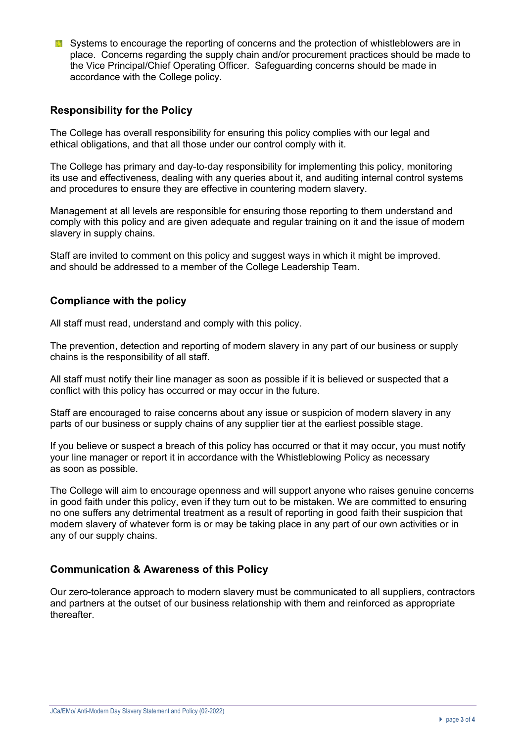- Systems to encourage the reporting of concerns and the protection of whistleblowers are in place. Concerns regarding the supply chain and/or procurement practices should be made to the Vice Principal/Chief Operating Officer. Safeguarding concerns should be made in accordance with the College policy.

## Responsibility for the Policy

The College has overall responsibility for ensuring this policy complies with our legal and ethical obligations, and that all those under our control comply with it.

The College has primary and day-to-day responsibility for implementing this policy, monitoring its use and effectiveness, dealing with any queries about it, and auditing internal control systems and procedures to ensure they are effective in countering modern slavery.

Management at all levels are responsible for ensuring those reporting to them understand and comply with this policy and are given adequate and regular training on it and the issue of modern slavery in supply chains.

Staff are invited to comment on this policy and suggest ways in which it might be improved. and should be addressed to a member of the College Leadership Team.

## Compliance with the policy

All staff must read, understand and comply with this policy.

The prevention, detection and reporting of modern slavery in any part of our business or supply chains is the responsibility of all staff.

All staff must notify their line manager as soon as possible if it is believed or suspected that a conflict with this policy has occurred or may occur in the future.

Staff are encouraged to raise concerns about any issue or suspicion of modern slavery in any parts of our business or supply chains of any supplier tier at the earliest possible stage.

If you believe or suspect a breach of this policy has occurred or that it may occur, you must notify your line manager or report it in accordance with the Whistleblowing Policy as necessary as soon as possible.

The College will aim to encourage openness and will support anyone who raises genuine concerns in good faith under this policy, even if they turn out to be mistaken. We are committed to ensuring no one suffers any detrimental treatment as a result of reporting in good faith their suspicion that modern slavery of whatever form is or may be taking place in any part of our own activities or in any of our supply chains.

## Communication & Awareness of this Policy

Our zero-tolerance approach to modern slavery must be communicated to all suppliers, contractors and partners at the outset of our business relationship with them and reinforced as appropriate thereafter.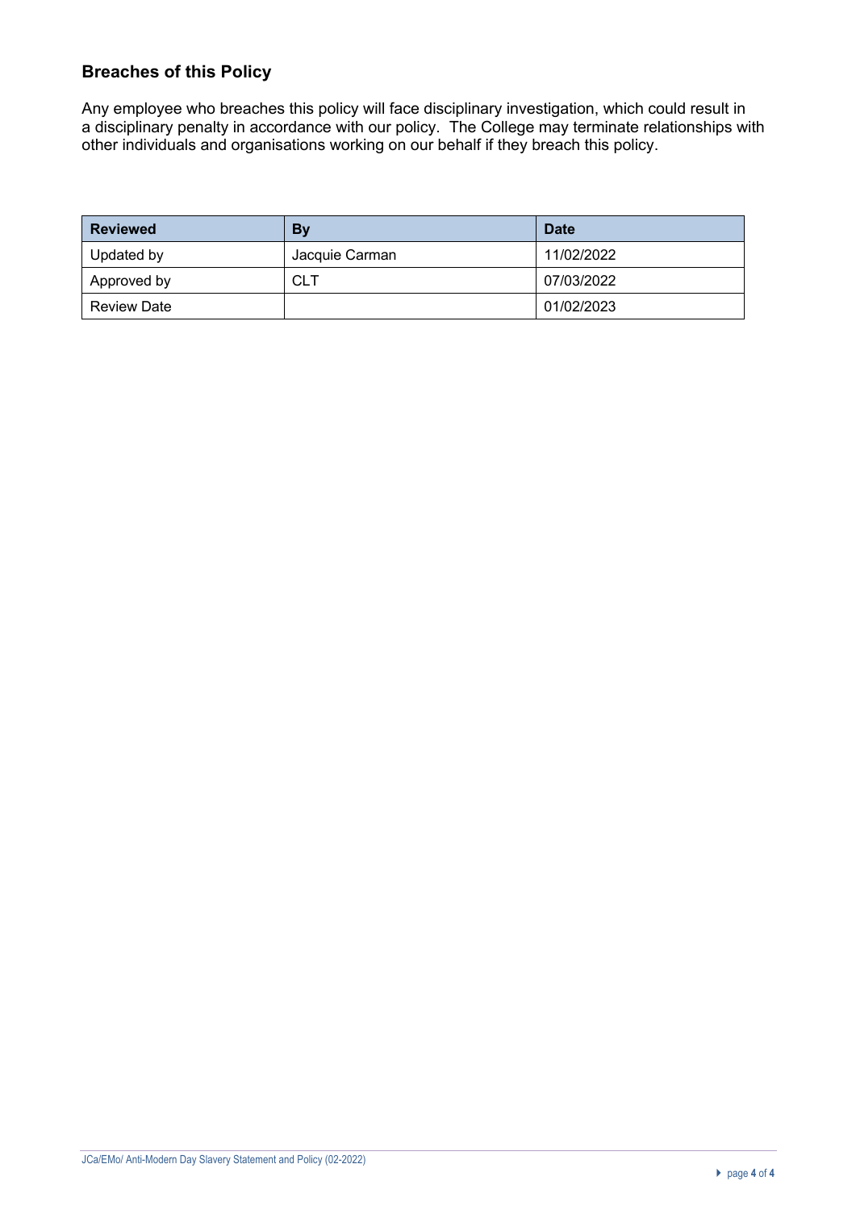## Breaches of this Policy

Any employee who breaches this policy will face disciplinary investigation, which could result in a disciplinary penalty in accordance with our policy. The College may terminate relationships with other individuals and organisations working on our behalf if they breach this policy.

| Reviewed | By | Date |
|---|---|---|
| Updated by | Jacquie Carman | 11/02/2022 |
| Approved by | CLT | 07/03/2022 |
| Review Date | | 01/02/2023 |